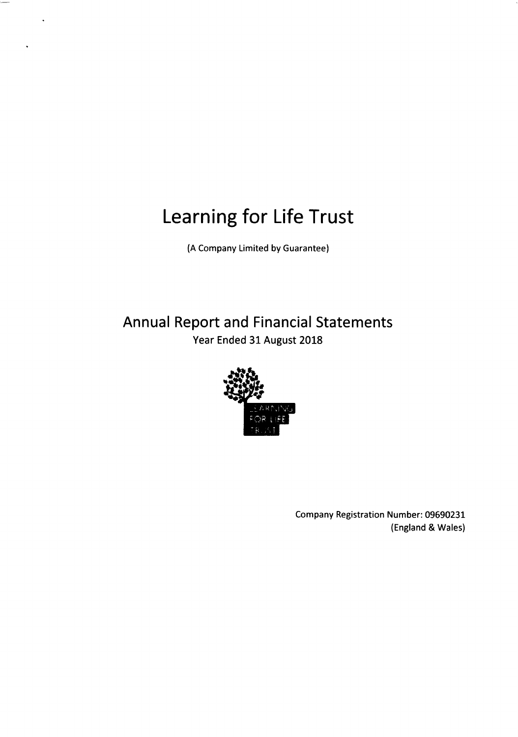# Learning for Life Trust

(A Company Limited by Guarantee)

## Annual Report and Financial Statements

Year Ended 31 August 2018

Company Registration Number: 09690231
(England & Wales)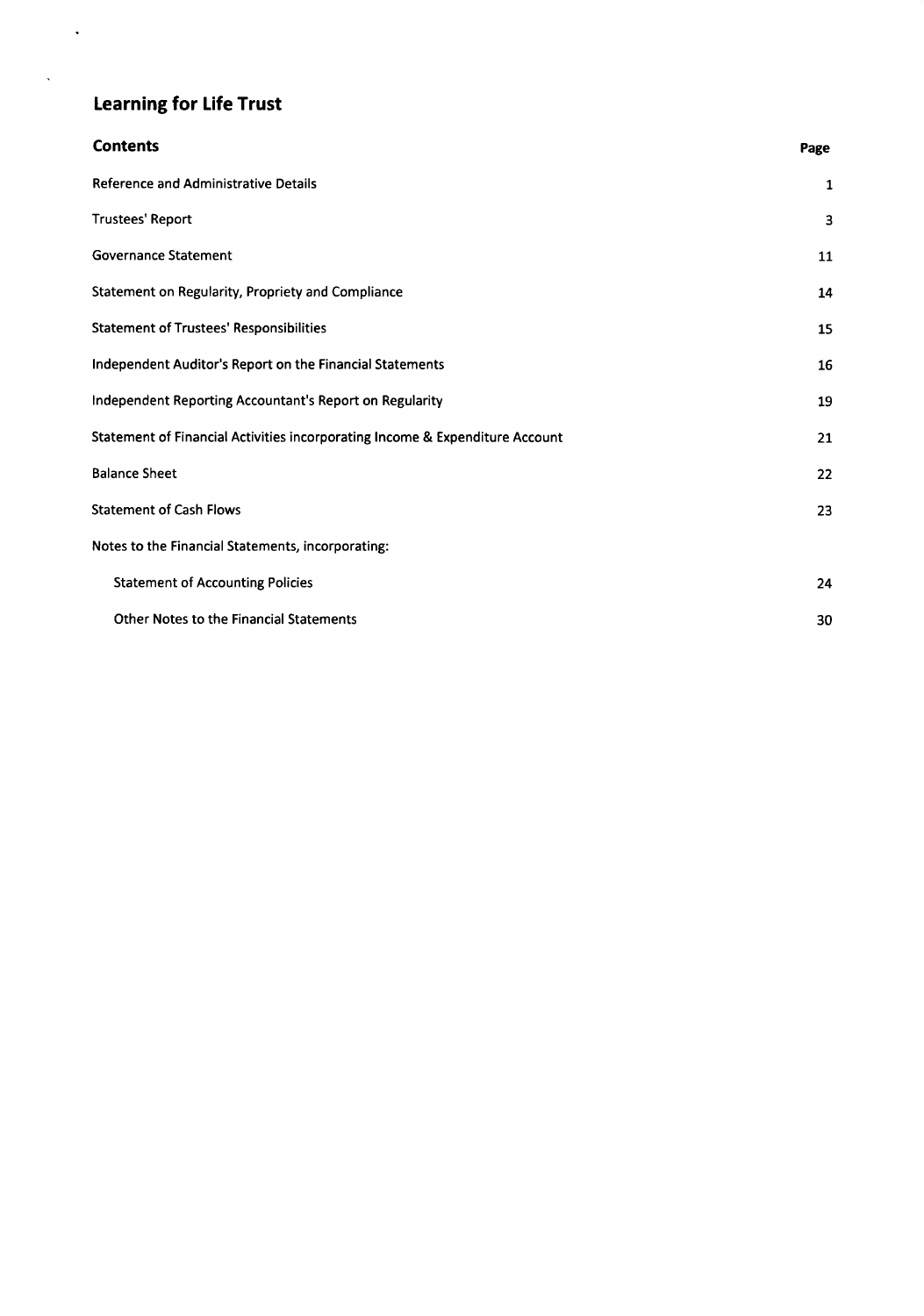# Learning for Life Trust

| Contents | Page |
| --- | --- |
| Reference and Administrative Details | 1 |
| Trustees' Report | 3 |
| Governance Statement | 11 |
| Statement on Regularity, Propriety and Compliance | 14 |
| Statement of Trustees' Responsibilities | 15 |
| Independent Auditor's Report on the Financial Statements | 16 |
| Independent Reporting Accountant's Report on Regularity | 19 |
| Statement of Financial Activities incorporating Income & Expenditure Account | 21 |
| Balance Sheet | 22 |
| Statement of Cash Flows | 23 |
| Notes to the Financial Statements, incorporating: | |
| Statement of Accounting Policies | 24 |
| Other Notes to the Financial Statements | 30 |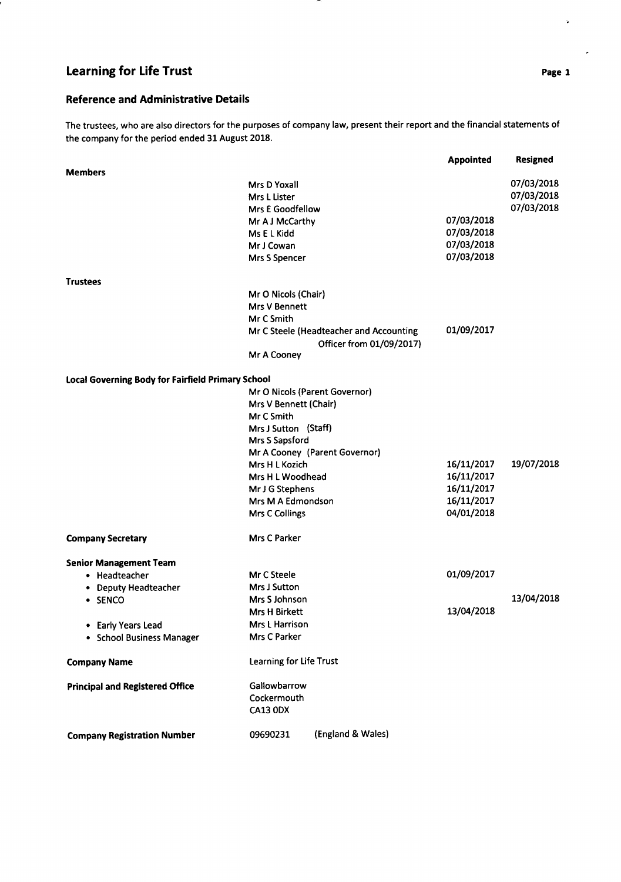# Learning for Life Trust

## Reference and Administrative Details

The trustees, who are also directors for the purposes of company law, present their report and the financial statements of the company for the period ended 31 August 2018.

| | | Appointed | Resigned |
|---|---|---|---|
| **Members** | | | |
| | Mrs D Yoxall | | 07/03/2018 |
| | Mrs L Lister | | 07/03/2018 |
| | Mrs E Goodfellow | | 07/03/2018 |
| | Mr A J McCarthy | 07/03/2018 | |
| | Ms E L Kidd | 07/03/2018 | |
| | Mr J Cowan | 07/03/2018 | |
| | Mrs S Spencer | 07/03/2018 | |
| **Trustees** | | | |
| | Mr O Nicols (Chair) | | |
| | Mrs V Bennett | | |
| | Mr C Smith | | |
| | Mr C Steele (Headteacher and Accounting Officer from 01/09/2017) | 01/09/2017 | |
| | Mr A Cooney | | |
| **Local Governing Body for Fairfield Primary School** | | | |
| | Mr O Nicols (Parent Governor) | | |
| | Mrs V Bennett (Chair) | | |
| | Mr C Smith | | |
| | Mrs J Sutton (Staff) | | |
| | Mrs S Sapsford | | |
| | Mr A Cooney (Parent Governor) | | |
| | Mrs H L Kozich | 16/11/2017 | 19/07/2018 |
| | Mrs H L Woodhead | 16/11/2017 | |
| | Mr J G Stephens | 16/11/2017 | |
| | Mrs M A Edmondson | 16/11/2017 | |
| | Mrs C Collings | 04/01/2018 | |
| **Company Secretary** | Mrs C Parker | | |
| **Senior Management Team** | | | |
| • Headteacher | Mr C Steele | 01/09/2017 | |
| • Deputy Headteacher | Mrs J Sutton | | |
| • SENCO | Mrs S Johnson | | 13/04/2018 |
| | Mrs H Birkett | 13/04/2018 | |
| • Early Years Lead | Mrs L Harrison | | |
| • School Business Manager | Mrs C Parker | | |
| **Company Name** | Learning for Life Trust | | |
| **Principal and Registered Office** | Gallowbarrow<br>Cockermouth<br>CA13 0DX | | |
| **Company Registration Number** | 09690231 (England & Wales) | | |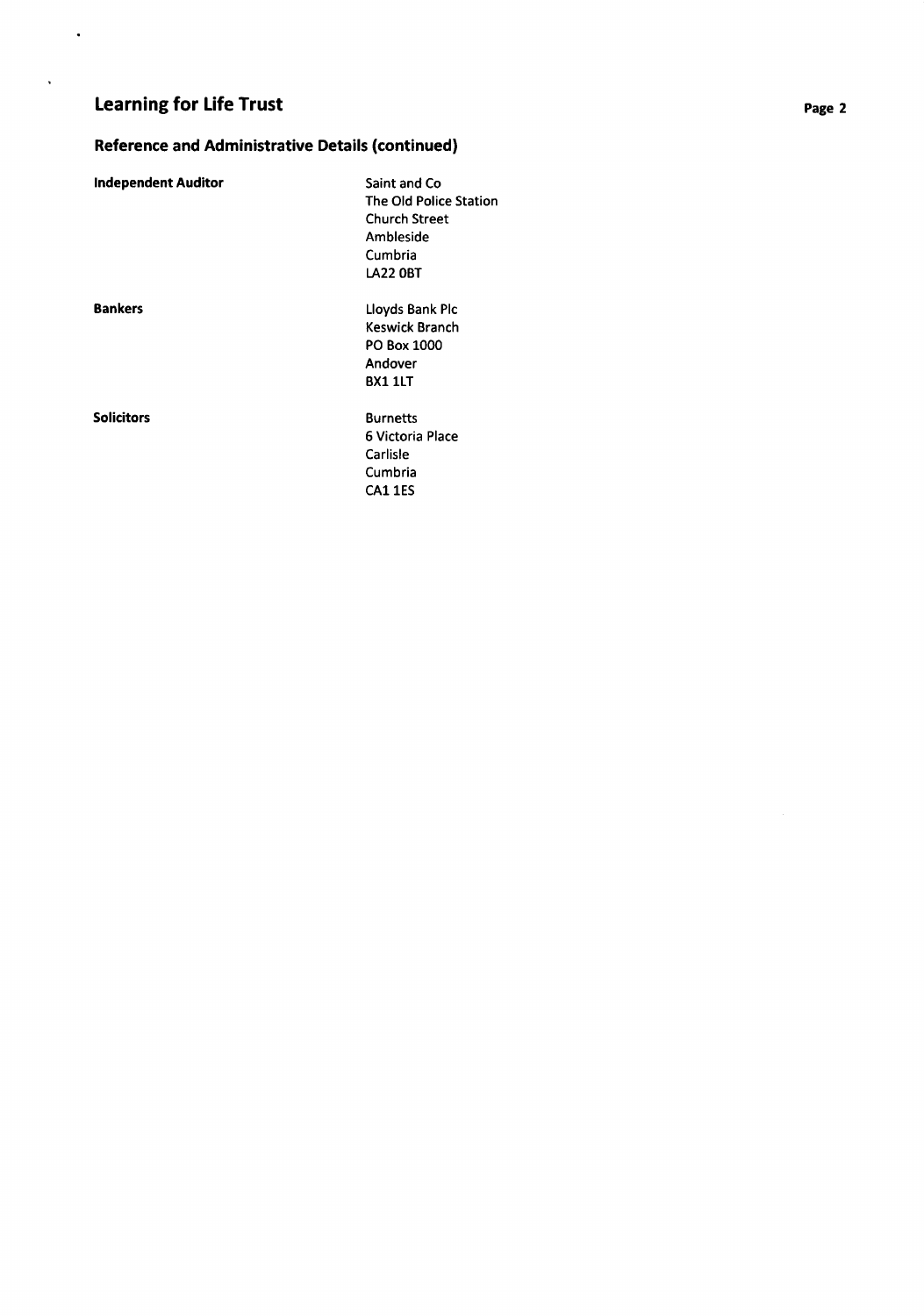# Learning for Life Trust

## Reference and Administrative Details (continued)

**Independent Auditor**

Saint and Co
The Old Police Station
Church Street
Ambleside
Cumbria
LA22 0BT

**Bankers**

Lloyds Bank Plc
Keswick Branch
PO Box 1000
Andover
BX1 1LT

**Solicitors**

Burnetts
6 Victoria Place
Carlisle
Cumbria
CA1 1ES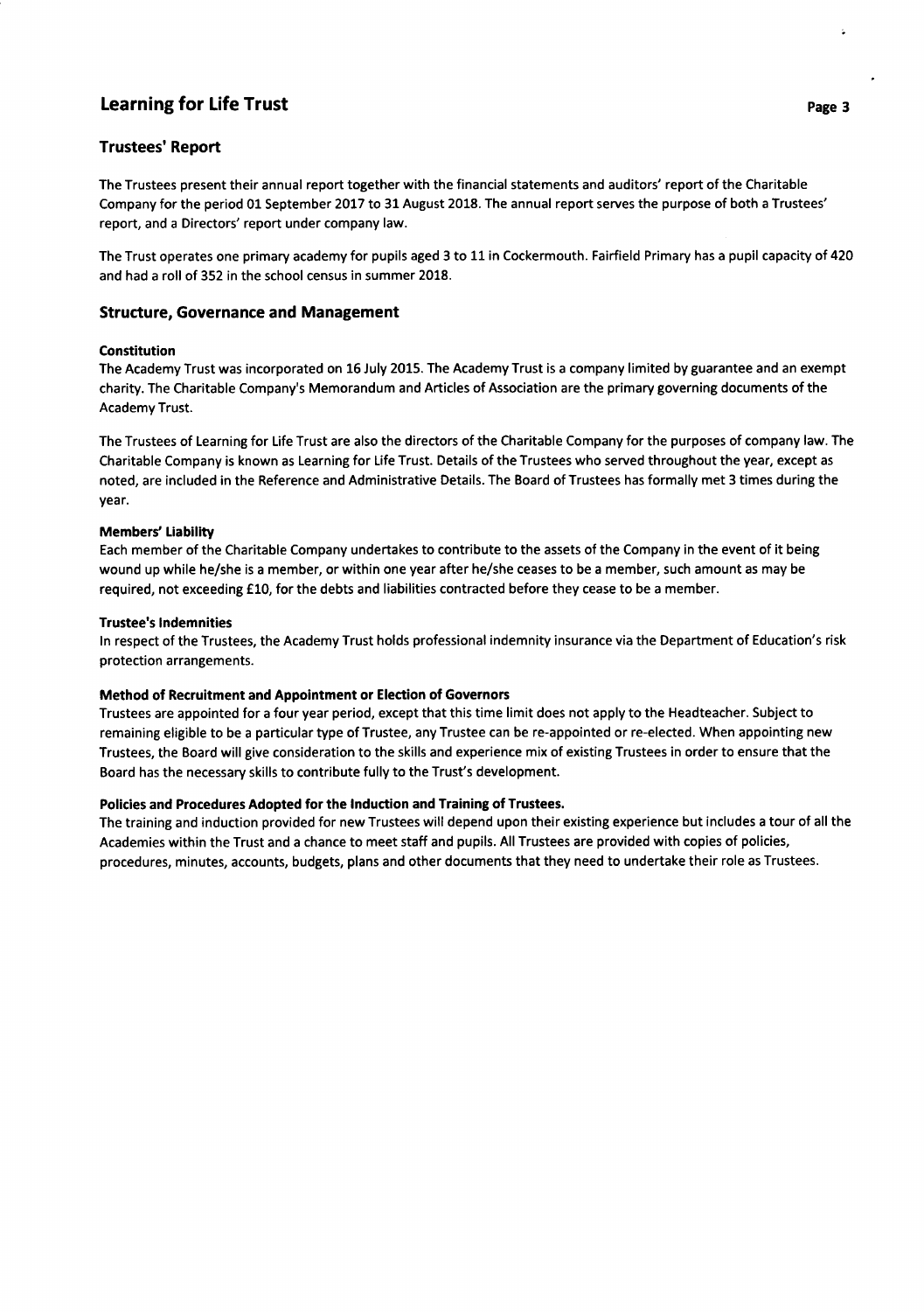## Trustees' Report

The Trustees present their annual report together with the financial statements and auditors' report of the Charitable Company for the period 01 September 2017 to 31 August 2018. The annual report serves the purpose of both a Trustees' report, and a Directors' report under company law.

The Trust operates one primary academy for pupils aged 3 to 11 in Cockermouth. Fairfield Primary has a pupil capacity of 420 and had a roll of 352 in the school census in summer 2018.

## Structure, Governance and Management

#### Constitution

The Academy Trust was incorporated on 16 July 2015. The Academy Trust is a company limited by guarantee and an exempt charity. The Charitable Company's Memorandum and Articles of Association are the primary governing documents of the Academy Trust.

The Trustees of Learning for Life Trust are also the directors of the Charitable Company for the purposes of company law. The Charitable Company is known as Learning for Life Trust. Details of the Trustees who served throughout the year, except as noted, are included in the Reference and Administrative Details. The Board of Trustees has formally met 3 times during the year.

#### Members' Liability

Each member of the Charitable Company undertakes to contribute to the assets of the Company in the event of it being wound up while he/she is a member, or within one year after he/she ceases to be a member, such amount as may be required, not exceeding £10, for the debts and liabilities contracted before they cease to be a member.

#### Trustee's Indemnities

In respect of the Trustees, the Academy Trust holds professional indemnity insurance via the Department of Education's risk protection arrangements.

#### Method of Recruitment and Appointment or Election of Governors

Trustees are appointed for a four year period, except that this time limit does not apply to the Headteacher. Subject to remaining eligible to be a particular type of Trustee, any Trustee can be re-appointed or re-elected. When appointing new Trustees, the Board will give consideration to the skills and experience mix of existing Trustees in order to ensure that the Board has the necessary skills to contribute fully to the Trust's development.

#### Policies and Procedures Adopted for the Induction and Training of Trustees.

The training and induction provided for new Trustees will depend upon their existing experience but includes a tour of all the Academies within the Trust and a chance to meet staff and pupils. All Trustees are provided with copies of policies, procedures, minutes, accounts, budgets, plans and other documents that they need to undertake their role as Trustees.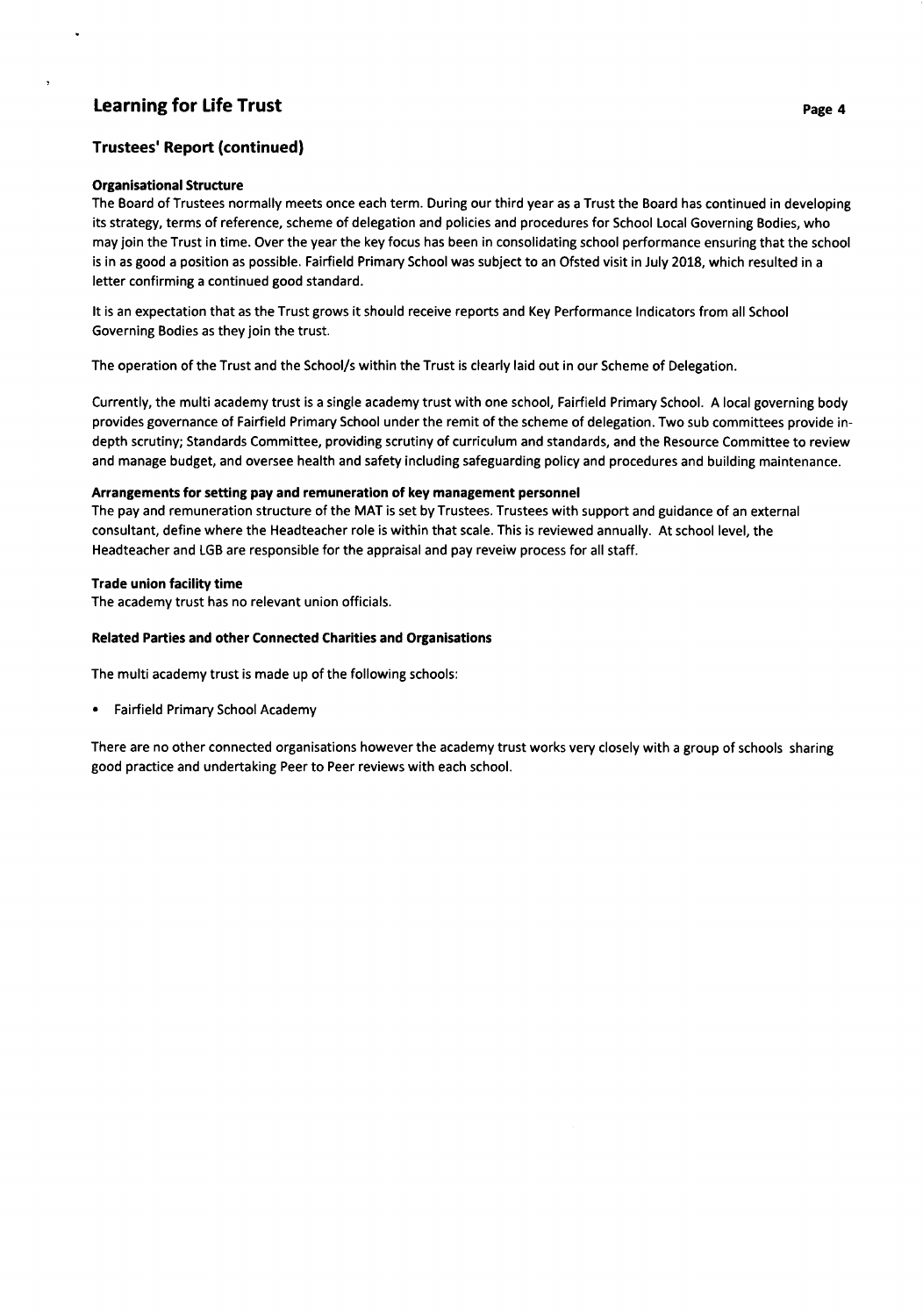## Trustees' Report (continued)

### Organisational Structure

The Board of Trustees normally meets once each term. During our third year as a Trust the Board has continued in developing its strategy, terms of reference, scheme of delegation and policies and procedures for School Local Governing Bodies, who may join the Trust in time. Over the year the key focus has been in consolidating school performance ensuring that the school is in as good a position as possible. Fairfield Primary School was subject to an Ofsted visit in July 2018, which resulted in a letter confirming a continued good standard.

It is an expectation that as the Trust grows it should receive reports and Key Performance Indicators from all School Governing Bodies as they join the trust.

The operation of the Trust and the School/s within the Trust is clearly laid out in our Scheme of Delegation.

Currently, the multi academy trust is a single academy trust with one school, Fairfield Primary School. A local governing body provides governance of Fairfield Primary School under the remit of the scheme of delegation. Two sub committees provide in-depth scrutiny; Standards Committee, providing scrutiny of curriculum and standards, and the Resource Committee to review and manage budget, and oversee health and safety including safeguarding policy and procedures and building maintenance.

### Arrangements for setting pay and remuneration of key management personnel

The pay and remuneration structure of the MAT is set by Trustees. Trustees with support and guidance of an external consultant, define where the Headteacher role is within that scale. This is reviewed annually. At school level, the Headteacher and LGB are responsible for the appraisal and pay reveiw process for all staff.

### Trade union facility time

The academy trust has no relevant union officials.

### Related Parties and other Connected Charities and Organisations

The multi academy trust is made up of the following schools:

- Fairfield Primary School Academy

There are no other connected organisations however the academy trust works very closely with a group of schools sharing good practice and undertaking Peer to Peer reviews with each school.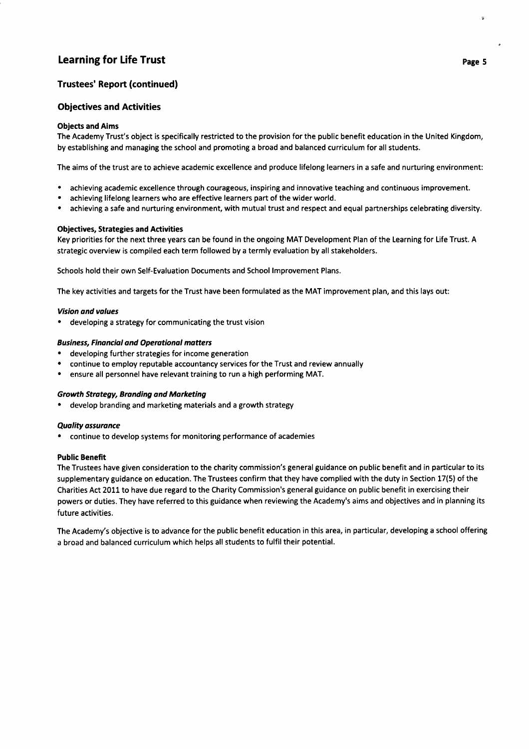## Trustees' Report (continued)

## Objectives and Activities

### Objects and Aims

The Academy Trust's object is specifically restricted to the provision for the public benefit education in the United Kingdom, by establishing and managing the school and promoting a broad and balanced curriculum for all students.

The aims of the trust are to achieve academic excellence and produce lifelong learners in a safe and nurturing environment:

- achieving academic excellence through courageous, inspiring and innovative teaching and continuous improvement.
- achieving lifelong learners who are effective learners part of the wider world.
- achieving a safe and nurturing environment, with mutual trust and respect and equal partnerships celebrating diversity.

### Objectives, Strategies and Activities

Key priorities for the next three years can be found in the ongoing MAT Development Plan of the Learning for Life Trust. A strategic overview is compiled each term followed by a termly evaluation by all stakeholders.

Schools hold their own Self-Evaluation Documents and School Improvement Plans.

The key activities and targets for the Trust have been formulated as the MAT improvement plan, and this lays out:

***Vision and values***

- developing a strategy for communicating the trust vision

***Business, Financial and Operational matters***

- developing further strategies for income generation
- continue to employ reputable accountancy services for the Trust and review annually
- ensure all personnel have relevant training to run a high performing MAT.

***Growth Strategy, Branding and Marketing***

- develop branding and marketing materials and a growth strategy

***Quality assurance***

- continue to develop systems for monitoring performance of academies

### Public Benefit

The Trustees have given consideration to the charity commission's general guidance on public benefit and in particular to its supplementary guidance on education. The Trustees confirm that they have complied with the duty in Section 17(5) of the Charities Act 2011 to have due regard to the Charity Commission's general guidance on public benefit in exercising their powers or duties. They have referred to this guidance when reviewing the Academy's aims and objectives and in planning its future activities.

The Academy's objective is to advance for the public benefit education in this area, in particular, developing a school offering a broad and balanced curriculum which helps all students to fulfil their potential.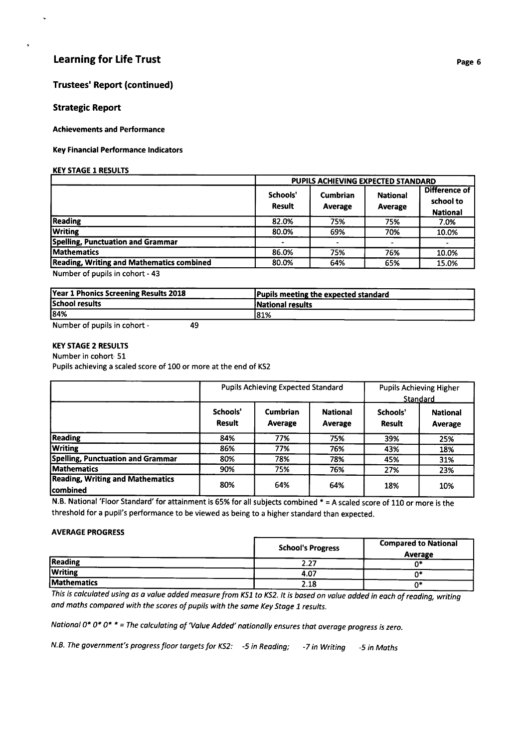## Trustees' Report (continued)

## Strategic Report

**Achievements and Performance**

**Key Financial Performance Indicators**

**KEY STAGE 1 RESULTS**

| | PUPILS ACHIEVING EXPECTED STANDARD | | | |
|---|---|---|---|---|
| | **Schools' Result** | **Cumbrian Average** | **National Average** | **Difference of school to National** |
| **Reading** | 82.0% | 75% | 75% | 7.0% |
| **Writing** | 80.0% | 69% | 70% | 10.0% |
| **Spelling, Punctuation and Grammar** | - | - | - | - |
| **Mathematics** | 86.0% | 75% | 76% | 10.0% |
| **Reading, Writing and Mathematics combined** | 80.0% | 64% | 65% | 15.0% |

Number of pupils in cohort - 43

| **Year 1 Phonics Screening Results 2018** | **Pupils meeting the expected standard** |
|---|---|
| **School results** | **National results** |
| 84% | 81% |

Number of pupils in cohort - 49

**KEY STAGE 2 RESULTS**

Number in cohort 51

Pupils achieving a scaled score of 100 or more at the end of KS2

| | Pupils Achieving Expected Standard | | | Pupils Achieving Higher Standard | |
|---|---|---|---|---|---|
| | **Schools' Result** | **Cumbrian Average** | **National Average** | **Schools' Result** | **National Average** |
| **Reading** | 84% | 77% | 75% | 39% | 25% |
| **Writing** | 86% | 77% | 76% | 43% | 18% |
| **Spelling, Punctuation and Grammar** | 80% | 78% | 78% | 45% | 31% |
| **Mathematics** | 90% | 75% | 76% | 27% | 23% |
| **Reading, Writing and Mathematics combined** | 80% | 64% | 64% | 18% | 10% |

N.B. National 'Floor Standard' for attainment is 65% for all subjects combined * = A scaled score of 110 or more is the threshold for a pupil's performance to be viewed as being to a higher standard than expected.

**AVERAGE PROGRESS**

| | **School's Progress** | **Compared to National Average** |
|---|---|---|
| **Reading** | 2.27 | 0* |
| **Writing** | 4.07 | 0* |
| **Mathematics** | 2.18 | 0* |

*This is calculated using as a value added measure from KS1 to KS2. It is based on value added in each of reading, writing and maths compared with the scores of pupils with the same Key Stage 1 results.*

*National 0* 0* 0* * = The calculating of 'Value Added' nationally ensures that average progress is zero.*

*N.B. The government's progress floor targets for KS2: -5 in Reading; -7 in Writing -5 in Maths*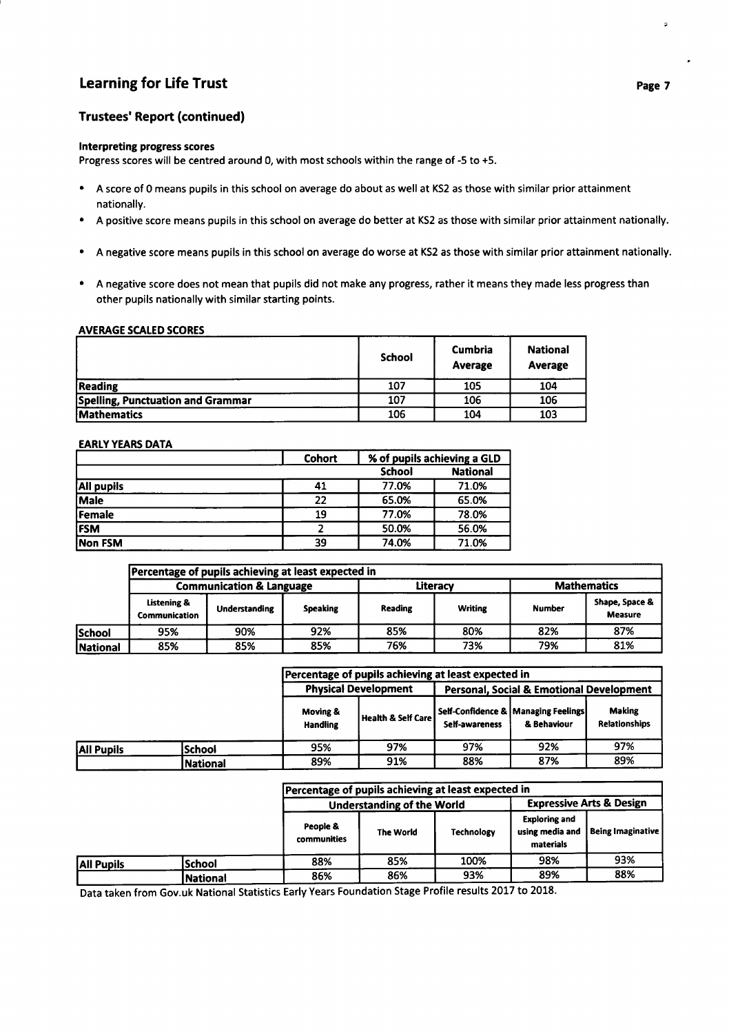## Learning for Life Trust

### Trustees' Report (continued)

#### Interpreting progress scores

Progress scores will be centred around 0, with most schools within the range of -5 to +5.

- A score of 0 means pupils in this school on average do about as well at KS2 as those with similar prior attainment nationally.
- A positive score means pupils in this school on average do better at KS2 as those with similar prior attainment nationally.
- A negative score means pupils in this school on average do worse at KS2 as those with similar prior attainment nationally.
- A negative score does not mean that pupils did not make any progress, rather it means they made less progress than other pupils nationally with similar starting points.

#### AVERAGE SCALED SCORES

| | School | Cumbria Average | National Average |
|---|---|---|---|
| Reading | 107 | 105 | 104 |
| Spelling, Punctuation and Grammar | 107 | 106 | 106 |
| Mathematics | 106 | 104 | 103 |

#### EARLY YEARS DATA

| | Cohort | % of pupils achieving a GLD | |
|---|---|---|---|
| | | School | National |
| All pupils | 41 | 77.0% | 71.0% |
| Male | 22 | 65.0% | 65.0% |
| Female | 19 | 77.0% | 78.0% |
| FSM | 2 | 50.0% | 56.0% |
| Non FSM | 39 | 74.0% | 71.0% |

| | Percentage of pupils achieving at least expected in | | | | | | |
|---|---|---|---|---|---|---|---|
| | Communication & Language | | | Literacy | | Mathematics | |
| | Listening & Communication | Understanding | Speaking | Reading | Writing | Number | Shape, Space & Measure |
| School | 95% | 90% | 92% | 85% | 80% | 82% | 87% |
| National | 85% | 85% | 85% | 76% | 73% | 79% | 81% |

| | | Percentage of pupils achieving at least expected in | | | | |
|---|---|---|---|---|---|---|
| | | Physical Development | | Personal, Social & Emotional Development | | |
| | | Moving & Handling | Health & Self Care | Self-Confidence & Self-awareness | Managing Feelings & Behaviour | Making Relationships |
| All Pupils | School | 95% | 97% | 97% | 92% | 97% |
| | National | 89% | 91% | 88% | 87% | 89% |

| | | Percentage of pupils achieving at least expected in | | | | |
|---|---|---|---|---|---|---|
| | | Understanding of the World | | | Expressive Arts & Design | |
| | | People & communities | The World | Technology | Exploring and using media and materials | Being Imaginative |
| All Pupils | School | 88% | 85% | 100% | 98% | 93% |
| | National | 86% | 86% | 93% | 89% | 88% |

Data taken from Gov.uk National Statistics Early Years Foundation Stage Profile results 2017 to 2018.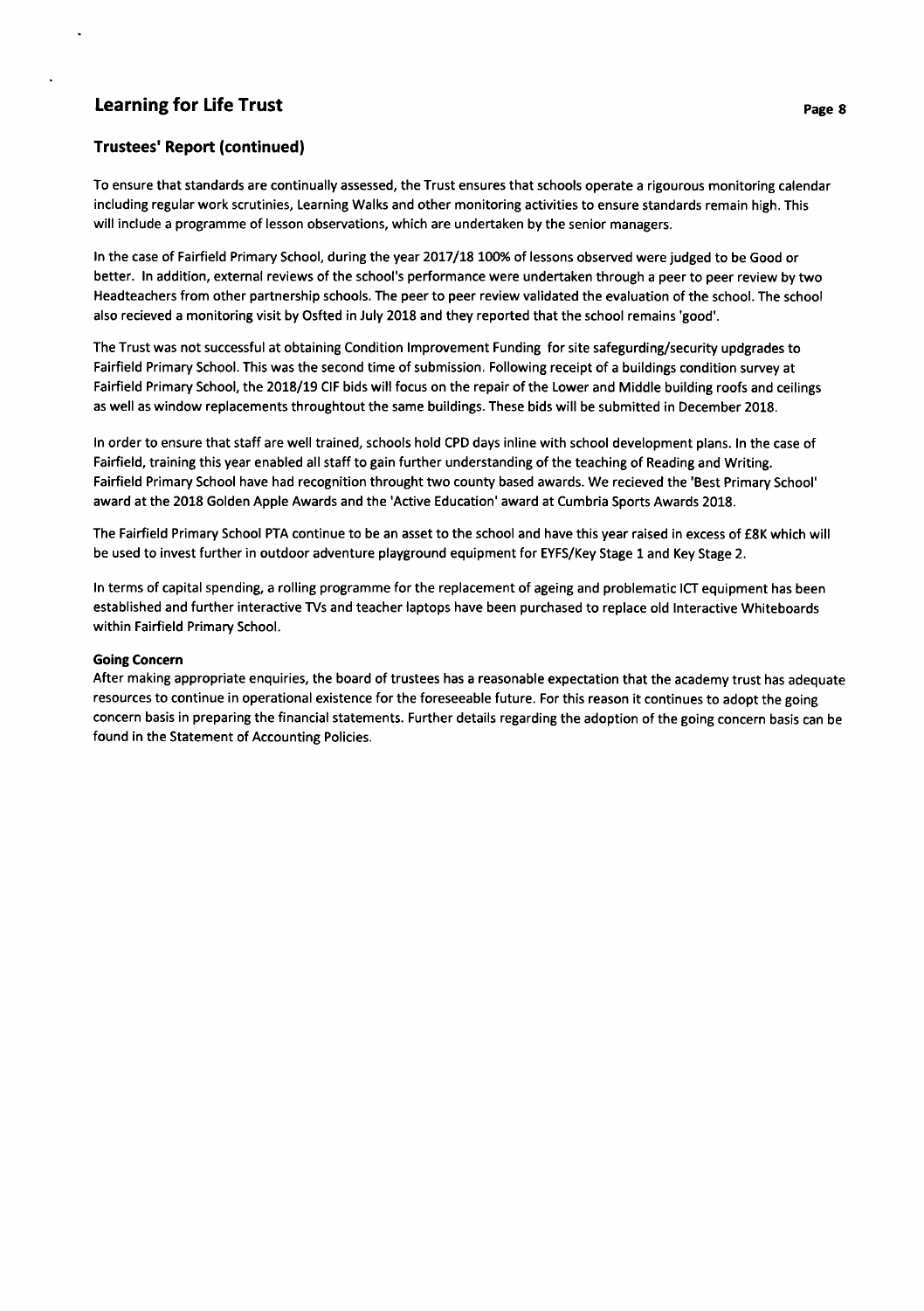## Trustees' Report (continued)

To ensure that standards are continually assessed, the Trust ensures that schools operate a rigourous monitoring calendar including regular work scrutinies, Learning Walks and other monitoring activities to ensure standards remain high. This will include a programme of lesson observations, which are undertaken by the senior managers.

In the case of Fairfield Primary School, during the year 2017/18 100% of lessons observed were judged to be Good or better. In addition, external reviews of the school's performance were undertaken through a peer to peer review by two Headteachers from other partnership schools. The peer to peer review validated the evaluation of the school. The school also recieved a monitoring visit by Osfted in July 2018 and they reported that the school remains 'good'.

The Trust was not successful at obtaining Condition Improvement Funding for site safegurding/security updgrades to Fairfield Primary School. This was the second time of submission. Following receipt of a buildings condition survey at Fairfield Primary School, the 2018/19 CIF bids will focus on the repair of the Lower and Middle building roofs and ceilings as well as window replacements throughtout the same buildings. These bids will be submitted in December 2018.

In order to ensure that staff are well trained, schools hold CPD days inline with school development plans. In the case of Fairfield, training this year enabled all staff to gain further understanding of the teaching of Reading and Writing. Fairfield Primary School have had recognition throught two county based awards. We recieved the 'Best Primary School' award at the 2018 Golden Apple Awards and the 'Active Education' award at Cumbria Sports Awards 2018.

The Fairfield Primary School PTA continue to be an asset to the school and have this year raised in excess of £8K which will be used to invest further in outdoor adventure playground equipment for EYFS/Key Stage 1 and Key Stage 2.

In terms of capital spending, a rolling programme for the replacement of ageing and problematic ICT equipment has been established and further interactive TVs and teacher laptops have been purchased to replace old Interactive Whiteboards within Fairfield Primary School.

**Going Concern**

After making appropriate enquiries, the board of trustees has a reasonable expectation that the academy trust has adequate resources to continue in operational existence for the foreseeable future. For this reason it continues to adopt the going concern basis in preparing the financial statements. Further details regarding the adoption of the going concern basis can be found in the Statement of Accounting Policies.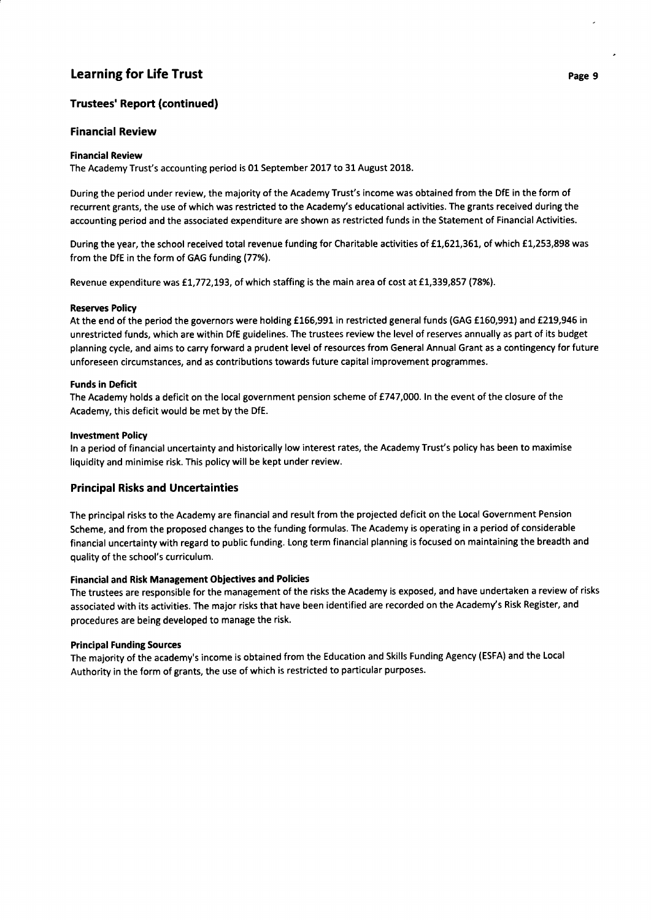## Trustees' Report (continued)

## Financial Review

### Financial Review

The Academy Trust's accounting period is 01 September 2017 to 31 August 2018.

During the period under review, the majority of the Academy Trust's income was obtained from the DfE in the form of recurrent grants, the use of which was restricted to the Academy's educational activities. The grants received during the accounting period and the associated expenditure are shown as restricted funds in the Statement of Financial Activities.

During the year, the school received total revenue funding for Charitable activities of £1,621,361, of which £1,253,898 was from the DfE in the form of GAG funding (77%).

Revenue expenditure was £1,772,193, of which staffing is the main area of cost at £1,339,857 (78%).

### Reserves Policy

At the end of the period the governors were holding £166,991 in restricted general funds (GAG £160,991) and £219,946 in unrestricted funds, which are within DfE guidelines. The trustees review the level of reserves annually as part of its budget planning cycle, and aims to carry forward a prudent level of resources from General Annual Grant as a contingency for future unforeseen circumstances, and as contributions towards future capital improvement programmes.

### Funds in Deficit

The Academy holds a deficit on the local government pension scheme of £747,000. In the event of the closure of the Academy, this deficit would be met by the DfE.

### Investment Policy

In a period of financial uncertainty and historically low interest rates, the Academy Trust's policy has been to maximise liquidity and minimise risk. This policy will be kept under review.

## Principal Risks and Uncertainties

The principal risks to the Academy are financial and result from the projected deficit on the Local Government Pension Scheme, and from the proposed changes to the funding formulas. The Academy is operating in a period of considerable financial uncertainty with regard to public funding. Long term financial planning is focused on maintaining the breadth and quality of the school's curriculum.

### Financial and Risk Management Objectives and Policies

The trustees are responsible for the management of the risks the Academy is exposed, and have undertaken a review of risks associated with its activities. The major risks that have been identified are recorded on the Academy's Risk Register, and procedures are being developed to manage the risk.

### Principal Funding Sources

The majority of the academy's income is obtained from the Education and Skills Funding Agency (ESFA) and the Local Authority in the form of grants, the use of which is restricted to particular purposes.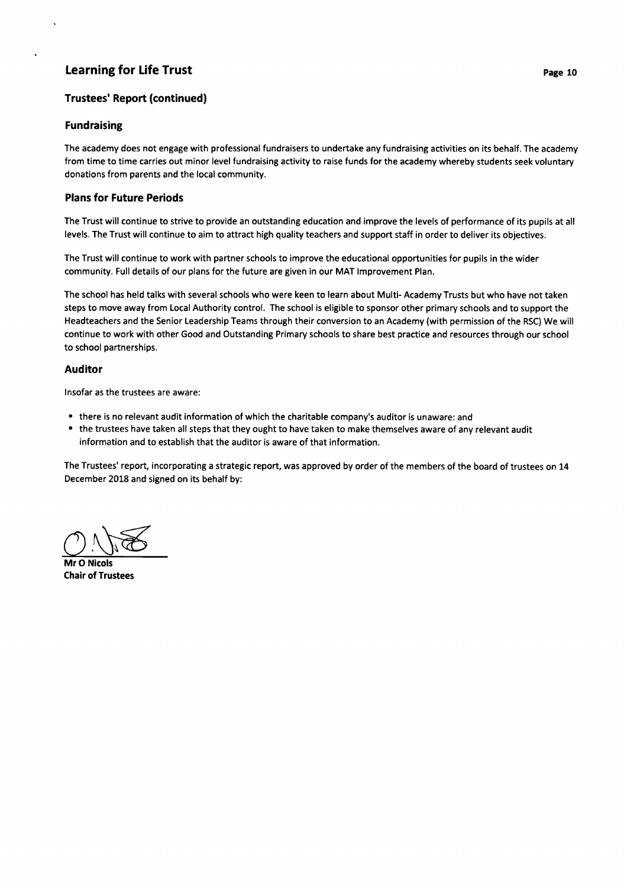## Learning for Life Trust

### Trustees' Report (continued)

### Fundraising

The academy does not engage with professional fundraisers to undertake any fundraising activities on its behalf. The academy from time to time carries out minor level fundraising activity to raise funds for the academy whereby students seek voluntary donations from parents and the local community.

### Plans for Future Periods

The Trust will continue to strive to provide an outstanding education and improve the levels of performance of its pupils at all levels. The Trust will continue to aim to attract high quality teachers and support staff in order to deliver its objectives.

The Trust will continue to work with partner schools to improve the educational opportunities for pupils in the wider community. Full details of our plans for the future are given in our MAT Improvement Plan.

The school has held talks with several schools who were keen to learn about Multi- Academy Trusts but who have not taken steps to move away from Local Authority control. The school is eligible to sponsor other primary schools and to support the Headteachers and the Senior Leadership Teams through their conversion to an Academy (with permission of the RSC) We will continue to work with other Good and Outstanding Primary schools to share best practice and resources through our school to school partnerships.

### Auditor

Insofar as the trustees are aware:

- there is no relevant audit information of which the charitable company's auditor is unaware: and
- the trustees have taken all steps that they ought to have taken to make themselves aware of any relevant audit information and to establish that the auditor is aware of that information.

The Trustees' report, incorporating a strategic report, was approved by order of the members of the board of trustees on 14 December 2018 and signed on its behalf by:

**Mr O Nicols**
**Chair of Trustees**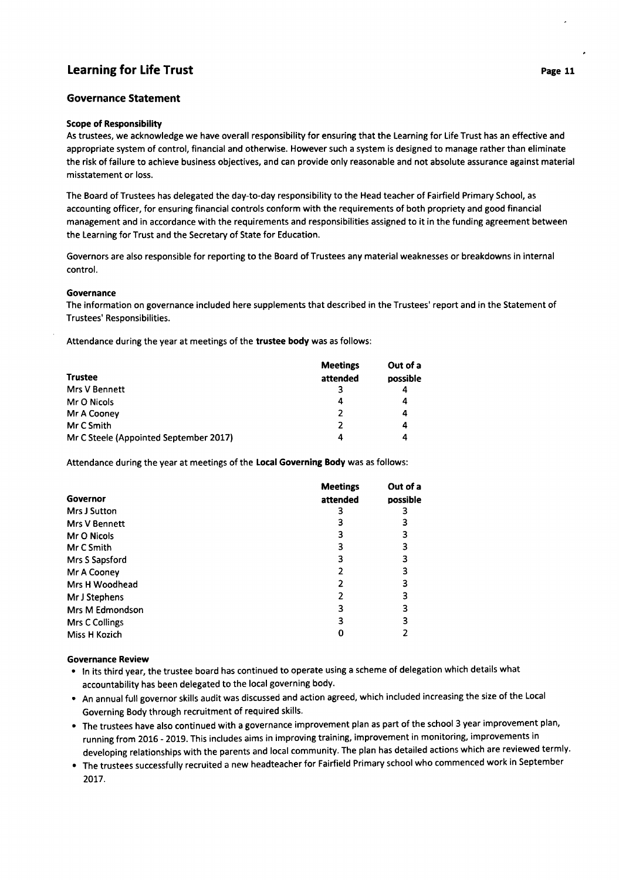# Learning for Life Trust

## Governance Statement

### Scope of Responsibility

As trustees, we acknowledge we have overall responsibility for ensuring that the Learning for Life Trust has an effective and appropriate system of control, financial and otherwise. However such a system is designed to manage rather than eliminate the risk of failure to achieve business objectives, and can provide only reasonable and not absolute assurance against material misstatement or loss.

The Board of Trustees has delegated the day-to-day responsibility to the Head teacher of Fairfield Primary School, as accounting officer, for ensuring financial controls conform with the requirements of both propriety and good financial management and in accordance with the requirements and responsibilities assigned to it in the funding agreement between the Learning for Trust and the Secretary of State for Education.

Governors are also responsible for reporting to the Board of Trustees any material weaknesses or breakdowns in internal control.

### Governance

The information on governance included here supplements that described in the Trustees' report and in the Statement of Trustees' Responsibilities.

Attendance during the year at meetings of the **trustee body** was as follows:

| Trustee | Meetings attended | Out of a possible |
|---|---|---|
| Mrs V Bennett | 3 | 4 |
| Mr O Nicols | 4 | 4 |
| Mr A Cooney | 2 | 4 |
| Mr C Smith | 2 | 4 |
| Mr C Steele (Appointed September 2017) | 4 | 4 |

Attendance during the year at meetings of the **Local Governing Body** was as follows:

| Governor | Meetings attended | Out of a possible |
|---|---|---|
| Mrs J Sutton | 3 | 3 |
| Mrs V Bennett | 3 | 3 |
| Mr O Nicols | 3 | 3 |
| Mr C Smith | 3 | 3 |
| Mrs S Sapsford | 3 | 3 |
| Mr A Cooney | 2 | 3 |
| Mrs H Woodhead | 2 | 3 |
| Mr J Stephens | 2 | 3 |
| Mrs M Edmondson | 3 | 3 |
| Mrs C Collings | 3 | 3 |
| Miss H Kozich | 0 | 2 |

### Governance Review

- In its third year, the trustee board has continued to operate using a scheme of delegation which details what accountability has been delegated to the local governing body.
- An annual full governor skills audit was discussed and action agreed, which included increasing the size of the Local Governing Body through recruitment of required skills.
- The trustees have also continued with a governance improvement plan as part of the school 3 year improvement plan, running from 2016 - 2019. This includes aims in improving training, improvement in monitoring, improvements in developing relationships with the parents and local community. The plan has detailed actions which are reviewed termly.
- The trustees successfully recruited a new headteacher for Fairfield Primary school who commenced work in September 2017.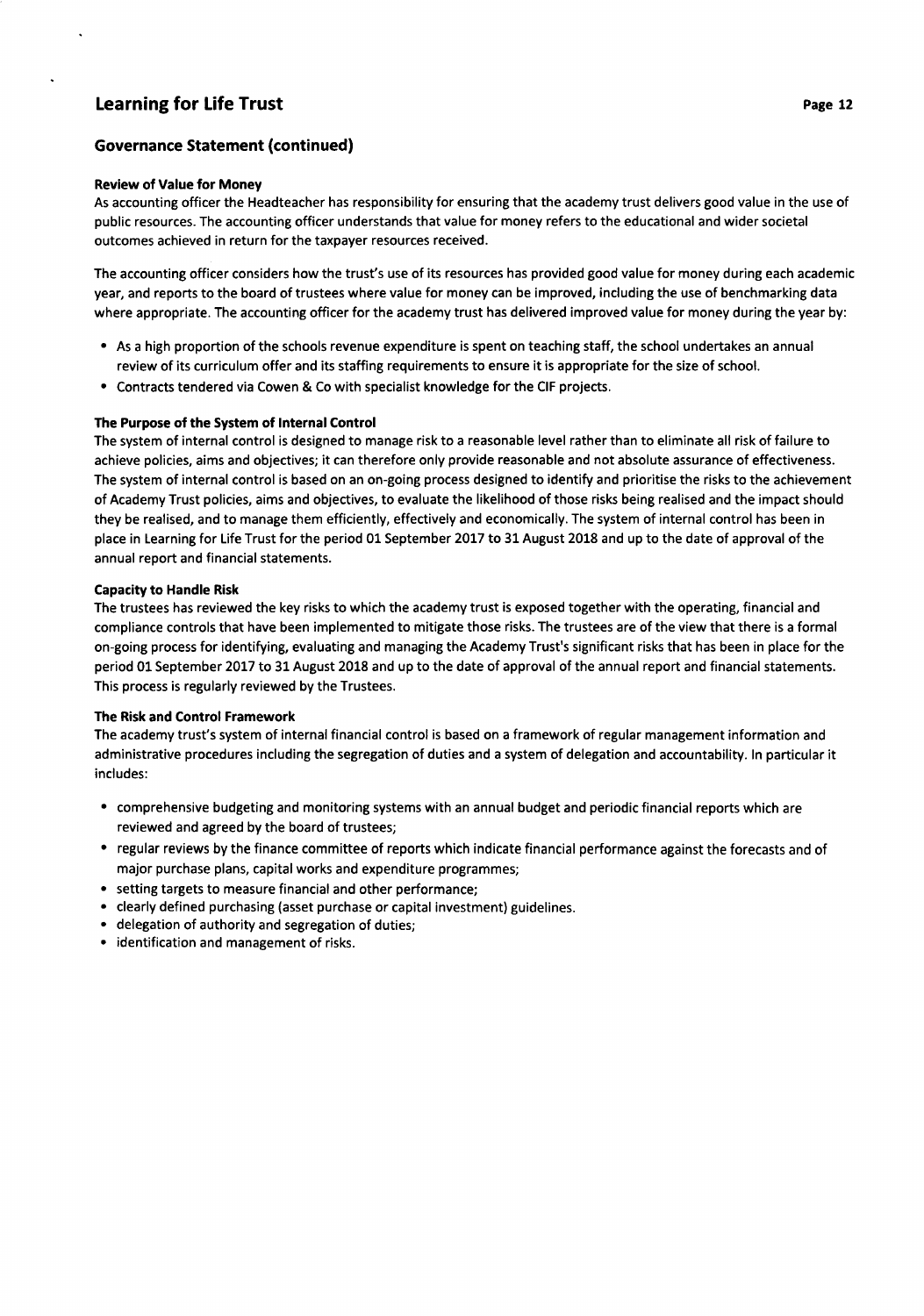## Governance Statement (continued)

**Review of Value for Money**

As accounting officer the Headteacher has responsibility for ensuring that the academy trust delivers good value in the use of public resources. The accounting officer understands that value for money refers to the educational and wider societal outcomes achieved in return for the taxpayer resources received.

The accounting officer considers how the trust's use of its resources has provided good value for money during each academic year, and reports to the board of trustees where value for money can be improved, including the use of benchmarking data where appropriate. The accounting officer for the academy trust has delivered improved value for money during the year by:

- As a high proportion of the schools revenue expenditure is spent on teaching staff, the school undertakes an annual review of its curriculum offer and its staffing requirements to ensure it is appropriate for the size of school.
- Contracts tendered via Cowen & Co with specialist knowledge for the CIF projects.

**The Purpose of the System of Internal Control**

The system of internal control is designed to manage risk to a reasonable level rather than to eliminate all risk of failure to achieve policies, aims and objectives; it can therefore only provide reasonable and not absolute assurance of effectiveness. The system of internal control is based on an on-going process designed to identify and prioritise the risks to the achievement of Academy Trust policies, aims and objectives, to evaluate the likelihood of those risks being realised and the impact should they be realised, and to manage them efficiently, effectively and economically. The system of internal control has been in place in Learning for Life Trust for the period 01 September 2017 to 31 August 2018 and up to the date of approval of the annual report and financial statements.

**Capacity to Handle Risk**

The trustees has reviewed the key risks to which the academy trust is exposed together with the operating, financial and compliance controls that have been implemented to mitigate those risks. The trustees are of the view that there is a formal on-going process for identifying, evaluating and managing the Academy Trust's significant risks that has been in place for the period 01 September 2017 to 31 August 2018 and up to the date of approval of the annual report and financial statements. This process is regularly reviewed by the Trustees.

**The Risk and Control Framework**

The academy trust's system of internal financial control is based on a framework of regular management information and administrative procedures including the segregation of duties and a system of delegation and accountability. In particular it includes:

- comprehensive budgeting and monitoring systems with an annual budget and periodic financial reports which are reviewed and agreed by the board of trustees;
- regular reviews by the finance committee of reports which indicate financial performance against the forecasts and of major purchase plans, capital works and expenditure programmes;
- setting targets to measure financial and other performance;
- clearly defined purchasing (asset purchase or capital investment) guidelines.
- delegation of authority and segregation of duties;
- identification and management of risks.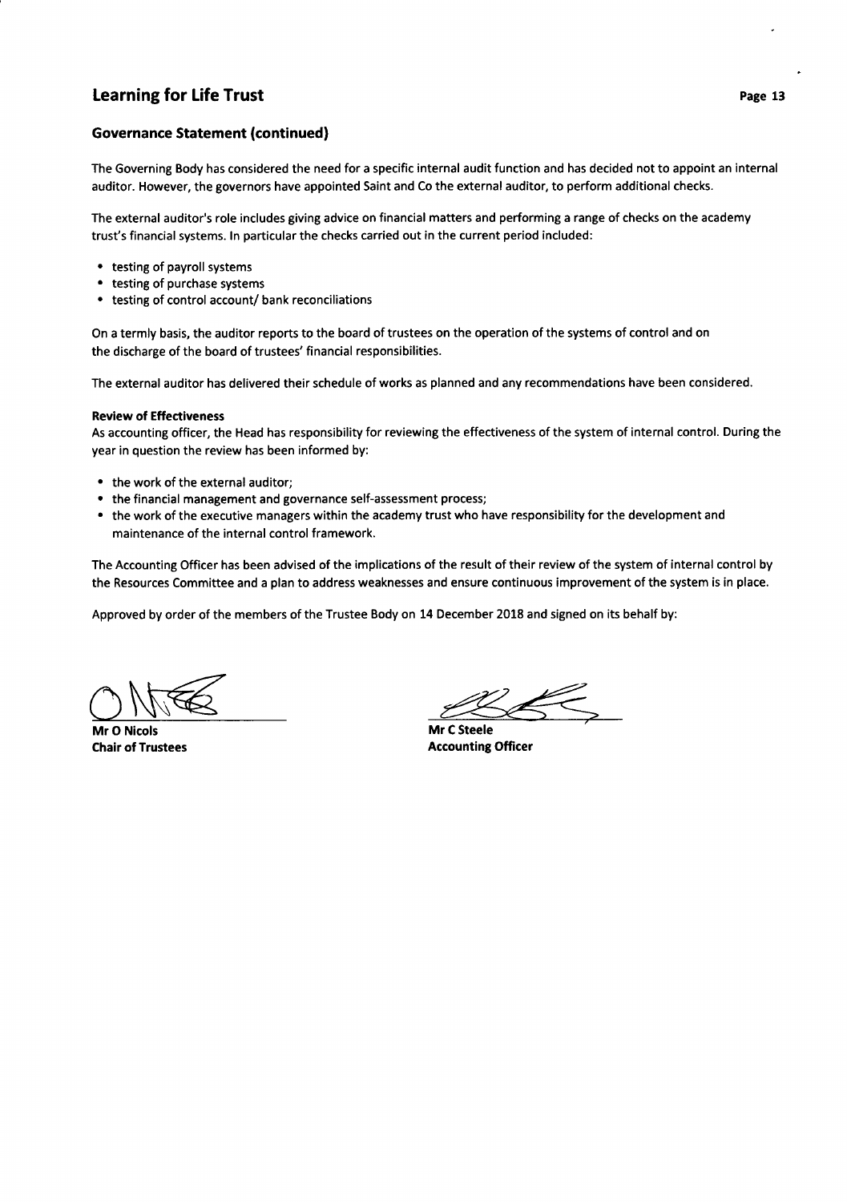## Governance Statement (continued)

The Governing Body has considered the need for a specific internal audit function and has decided not to appoint an internal auditor. However, the governors have appointed Saint and Co the external auditor, to perform additional checks.

The external auditor's role includes giving advice on financial matters and performing a range of checks on the academy trust's financial systems. In particular the checks carried out in the current period included:

- testing of payroll systems
- testing of purchase systems
- testing of control account/ bank reconciliations

On a termly basis, the auditor reports to the board of trustees on the operation of the systems of control and on the discharge of the board of trustees' financial responsibilities.

The external auditor has delivered their schedule of works as planned and any recommendations have been considered.

**Review of Effectiveness**

As accounting officer, the Head has responsibility for reviewing the effectiveness of the system of internal control. During the year in question the review has been informed by:

- the work of the external auditor;
- the financial management and governance self-assessment process;
- the work of the executive managers within the academy trust who have responsibility for the development and maintenance of the internal control framework.

The Accounting Officer has been advised of the implications of the result of their review of the system of internal control by the Resources Committee and a plan to address weaknesses and ensure continuous improvement of the system is in place.

Approved by order of the members of the Trustee Body on 14 December 2018 and signed on its behalf by:

**Mr O Nicols**
**Chair of Trustees**

**Mr C Steele**
**Accounting Officer**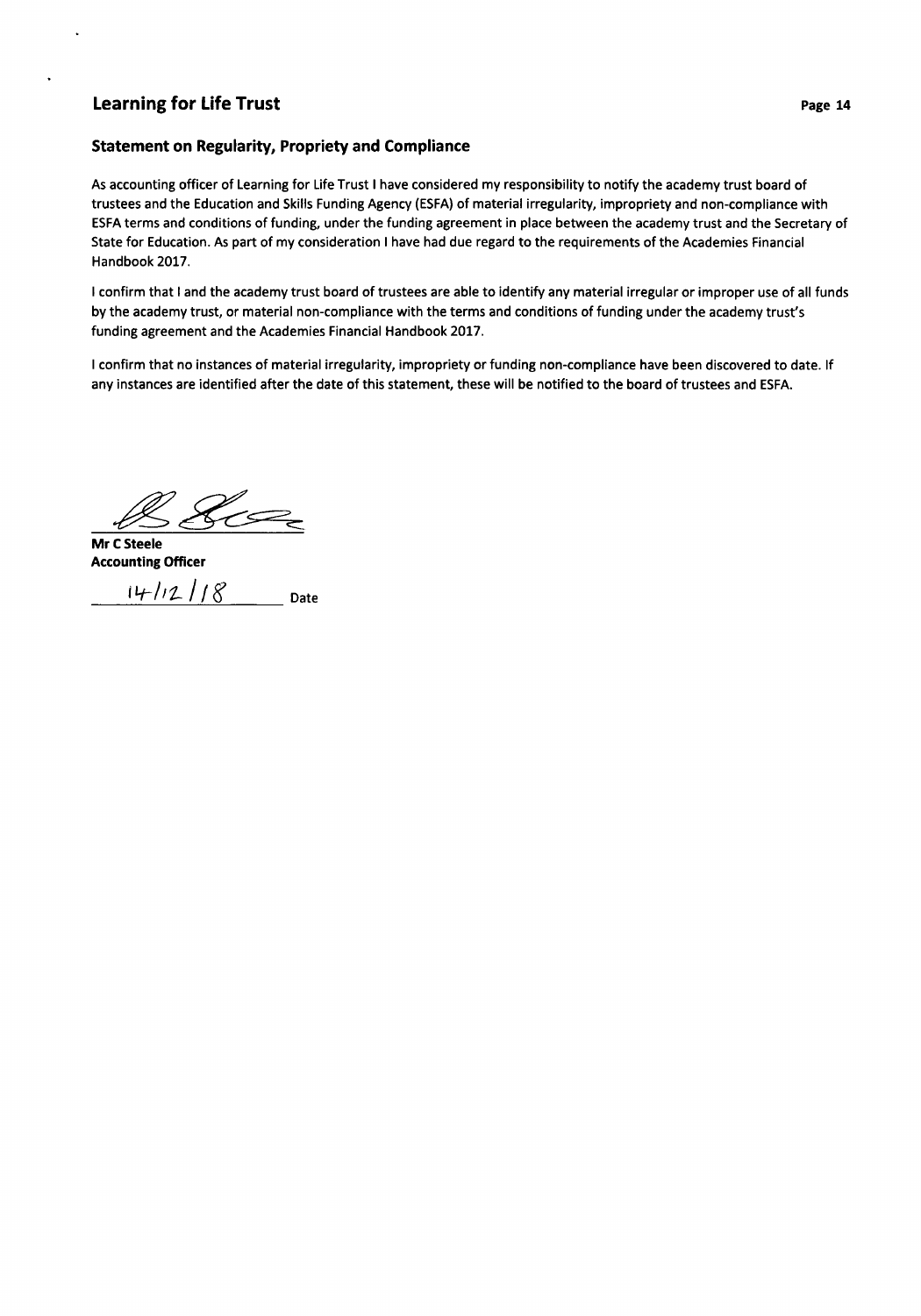# Learning for Life Trust

## Statement on Regularity, Propriety and Compliance

As accounting officer of Learning for Life Trust I have considered my responsibility to notify the academy trust board of trustees and the Education and Skills Funding Agency (ESFA) of material irregularity, impropriety and non-compliance with ESFA terms and conditions of funding, under the funding agreement in place between the academy trust and the Secretary of State for Education. As part of my consideration I have had due regard to the requirements of the Academies Financial Handbook 2017.

I confirm that I and the academy trust board of trustees are able to identify any material irregular or improper use of all funds by the academy trust, or material non-compliance with the terms and conditions of funding under the academy trust's funding agreement and the Academies Financial Handbook 2017.

I confirm that no instances of material irregularity, impropriety or funding non-compliance have been discovered to date. If any instances are identified after the date of this statement, these will be notified to the board of trustees and ESFA.

**Mr C Steele**
**Accounting Officer**

14/12/18 Date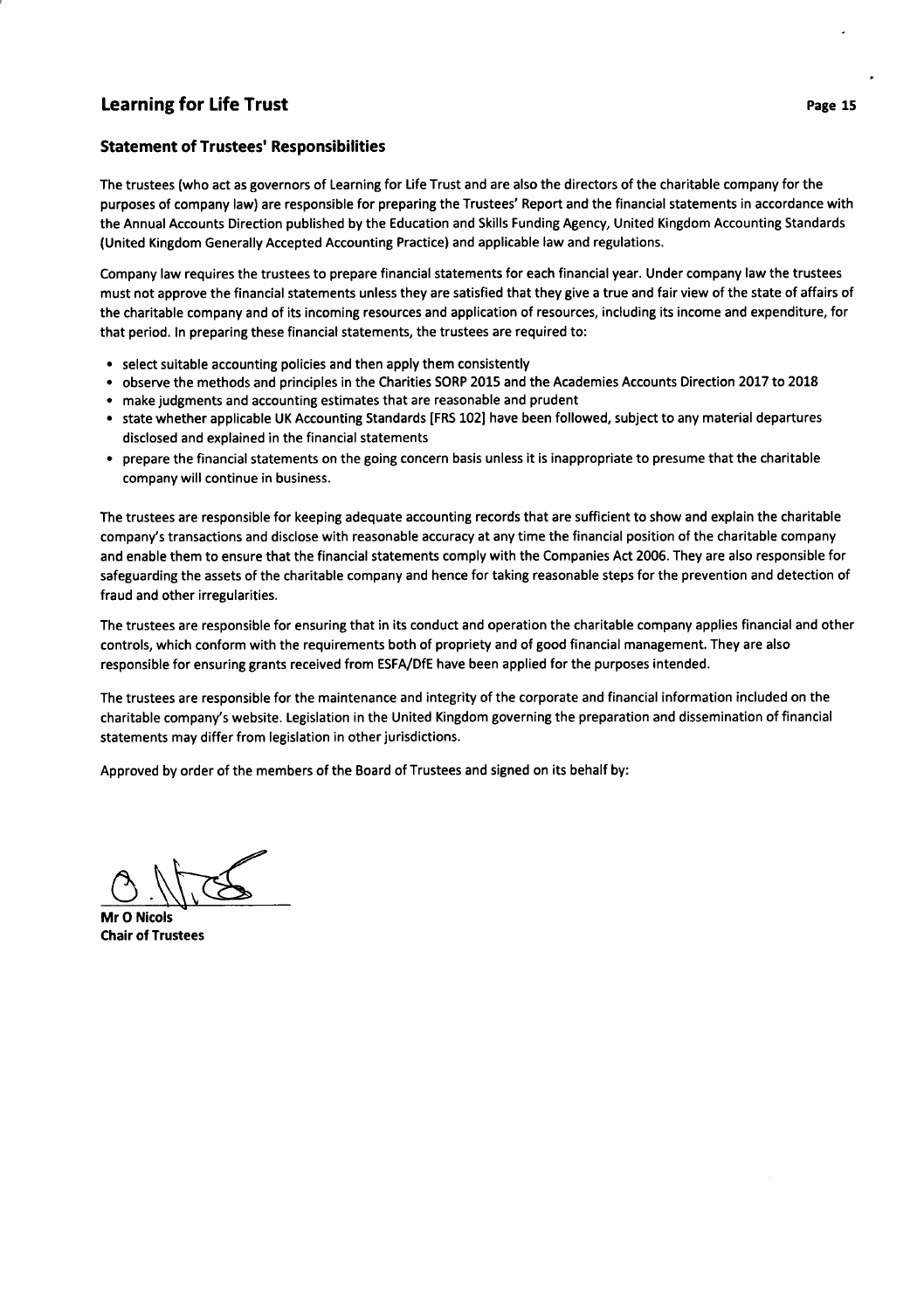## Statement of Trustees' Responsibilities

The trustees (who act as governors of Learning for Life Trust and are also the directors of the charitable company for the purposes of company law) are responsible for preparing the Trustees' Report and the financial statements in accordance with the Annual Accounts Direction published by the Education and Skills Funding Agency, United Kingdom Accounting Standards (United Kingdom Generally Accepted Accounting Practice) and applicable law and regulations.

Company law requires the trustees to prepare financial statements for each financial year. Under company law the trustees must not approve the financial statements unless they are satisfied that they give a true and fair view of the state of affairs of the charitable company and of its incoming resources and application of resources, including its income and expenditure, for that period. In preparing these financial statements, the trustees are required to:

- select suitable accounting policies and then apply them consistently
- observe the methods and principles in the Charities SORP 2015 and the Academies Accounts Direction 2017 to 2018
- make judgments and accounting estimates that are reasonable and prudent
- state whether applicable UK Accounting Standards [FRS 102] have been followed, subject to any material departures disclosed and explained in the financial statements
- prepare the financial statements on the going concern basis unless it is inappropriate to presume that the charitable company will continue in business.

The trustees are responsible for keeping adequate accounting records that are sufficient to show and explain the charitable company's transactions and disclose with reasonable accuracy at any time the financial position of the charitable company and enable them to ensure that the financial statements comply with the Companies Act 2006. They are also responsible for safeguarding the assets of the charitable company and hence for taking reasonable steps for the prevention and detection of fraud and other irregularities.

The trustees are responsible for ensuring that in its conduct and operation the charitable company applies financial and other controls, which conform with the requirements both of propriety and of good financial management. They are also responsible for ensuring grants received from ESFA/DfE have been applied for the purposes intended.

The trustees are responsible for the maintenance and integrity of the corporate and financial information included on the charitable company's website. Legislation in the United Kingdom governing the preparation and dissemination of financial statements may differ from legislation in other jurisdictions.

Approved by order of the members of the Board of Trustees and signed on its behalf by:

**Mr O Nicols**
**Chair of Trustees**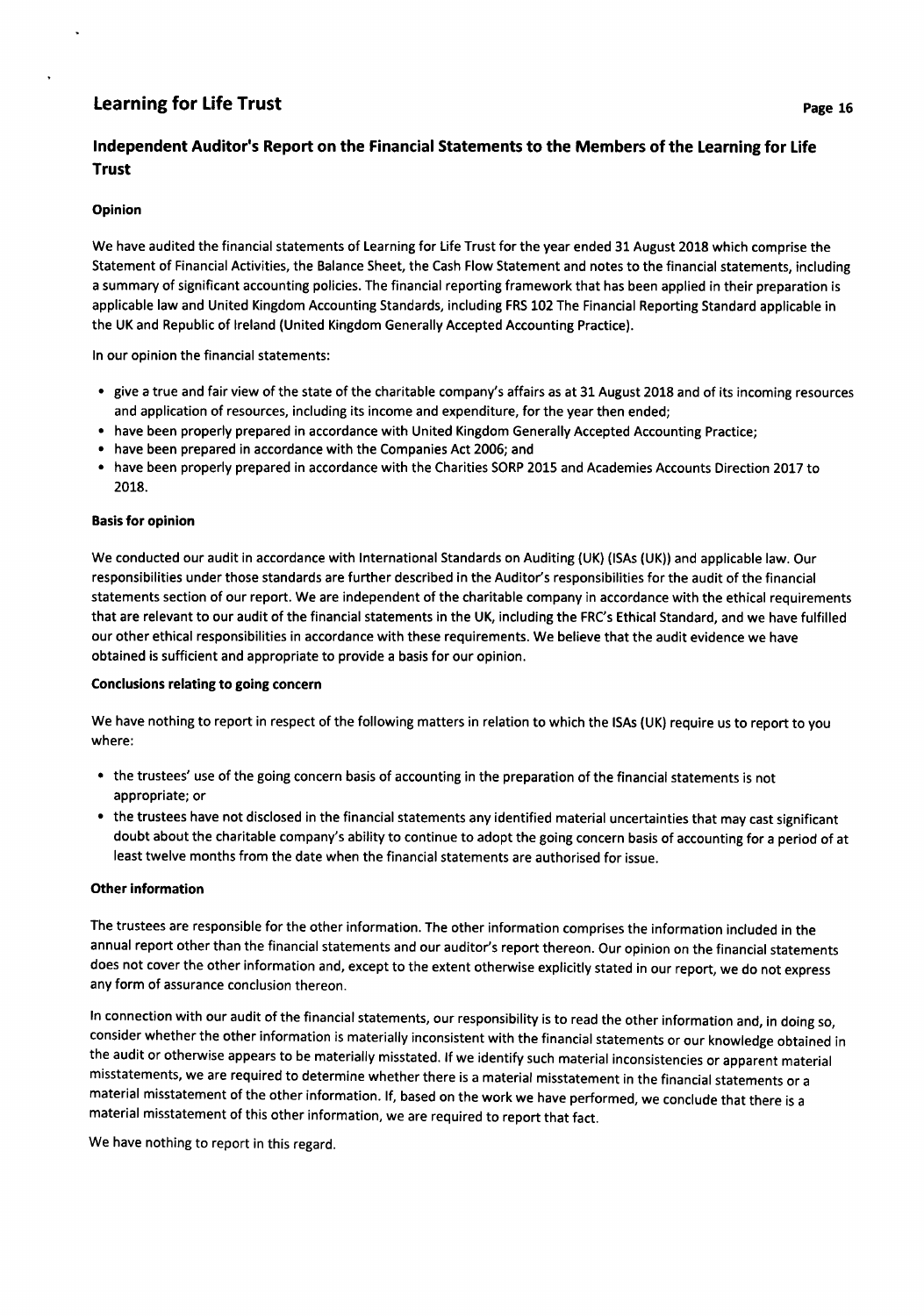# Independent Auditor's Report on the Financial Statements to the Members of the Learning for Life Trust

### Opinion

We have audited the financial statements of Learning for Life Trust for the year ended 31 August 2018 which comprise the Statement of Financial Activities, the Balance Sheet, the Cash Flow Statement and notes to the financial statements, including a summary of significant accounting policies. The financial reporting framework that has been applied in their preparation is applicable law and United Kingdom Accounting Standards, including FRS 102 The Financial Reporting Standard applicable in the UK and Republic of Ireland (United Kingdom Generally Accepted Accounting Practice).

In our opinion the financial statements:

- give a true and fair view of the state of the charitable company's affairs as at 31 August 2018 and of its incoming resources and application of resources, including its income and expenditure, for the year then ended;
- have been properly prepared in accordance with United Kingdom Generally Accepted Accounting Practice;
- have been prepared in accordance with the Companies Act 2006; and
- have been properly prepared in accordance with the Charities SORP 2015 and Academies Accounts Direction 2017 to 2018.

### Basis for opinion

We conducted our audit in accordance with International Standards on Auditing (UK) (ISAs (UK)) and applicable law. Our responsibilities under those standards are further described in the Auditor's responsibilities for the audit of the financial statements section of our report. We are independent of the charitable company in accordance with the ethical requirements that are relevant to our audit of the financial statements in the UK, including the FRC's Ethical Standard, and we have fulfilled our other ethical responsibilities in accordance with these requirements. We believe that the audit evidence we have obtained is sufficient and appropriate to provide a basis for our opinion.

### Conclusions relating to going concern

We have nothing to report in respect of the following matters in relation to which the ISAs (UK) require us to report to you where:

- the trustees' use of the going concern basis of accounting in the preparation of the financial statements is not appropriate; or
- the trustees have not disclosed in the financial statements any identified material uncertainties that may cast significant doubt about the charitable company's ability to continue to adopt the going concern basis of accounting for a period of at least twelve months from the date when the financial statements are authorised for issue.

### Other information

The trustees are responsible for the other information. The other information comprises the information included in the annual report other than the financial statements and our auditor's report thereon. Our opinion on the financial statements does not cover the other information and, except to the extent otherwise explicitly stated in our report, we do not express any form of assurance conclusion thereon.

In connection with our audit of the financial statements, our responsibility is to read the other information and, in doing so, consider whether the other information is materially inconsistent with the financial statements or our knowledge obtained in the audit or otherwise appears to be materially misstated. If we identify such material inconsistencies or apparent material misstatements, we are required to determine whether there is a material misstatement in the financial statements or a material misstatement of the other information. If, based on the work we have performed, we conclude that there is a material misstatement of this other information, we are required to report that fact.

We have nothing to report in this regard.